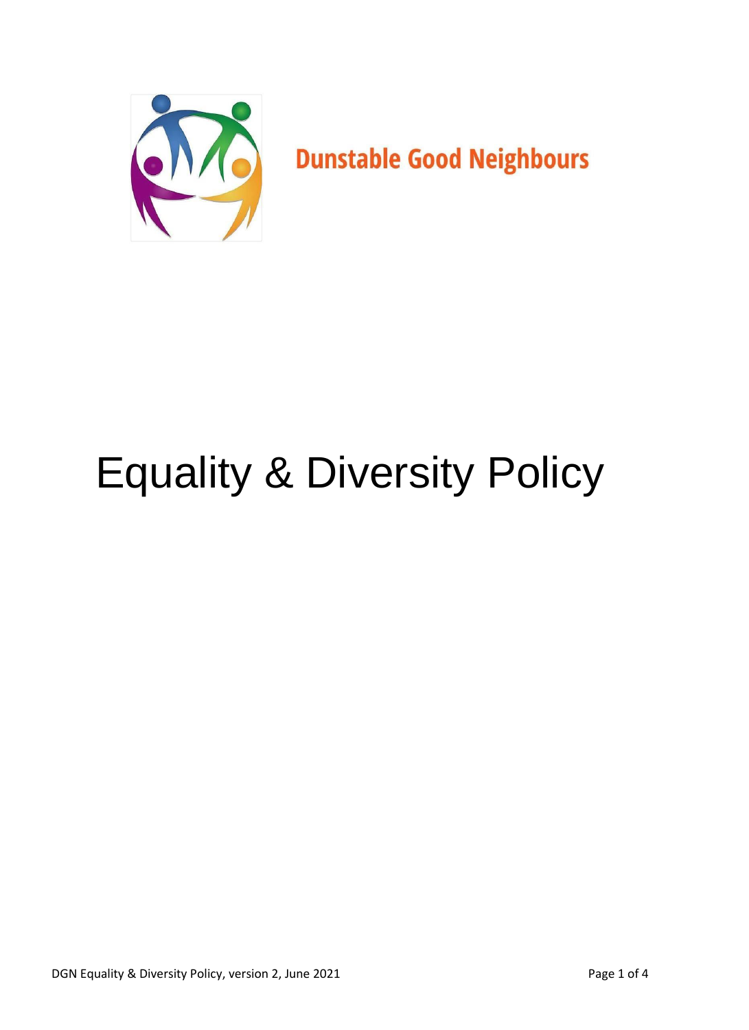Dunstable Good Neighbours

# Equality & Diversity Policy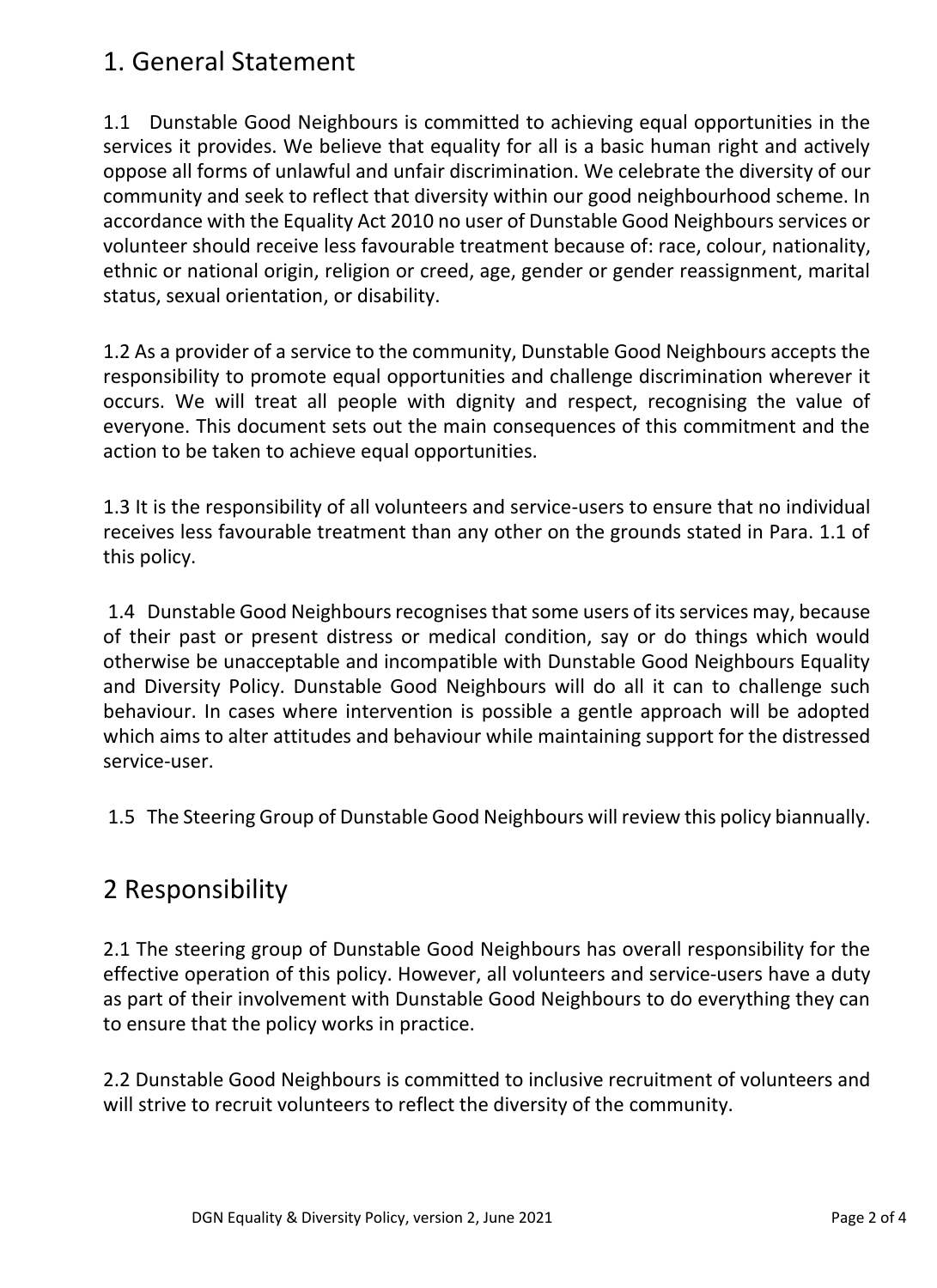## 1. General Statement

1.1 Dunstable Good Neighbours is committed to achieving equal opportunities in the services it provides. We believe that equality for all is a basic human right and actively oppose all forms of unlawful and unfair discrimination. We celebrate the diversity of our community and seek to reflect that diversity within our good neighbourhood scheme. In accordance with the Equality Act 2010 no user of Dunstable Good Neighbours services or volunteer should receive less favourable treatment because of: race, colour, nationality, ethnic or national origin, religion or creed, age, gender or gender reassignment, marital status, sexual orientation, or disability.

1.2 As a provider of a service to the community, Dunstable Good Neighbours accepts the responsibility to promote equal opportunities and challenge discrimination wherever it occurs. We will treat all people with dignity and respect, recognising the value of everyone. This document sets out the main consequences of this commitment and the action to be taken to achieve equal opportunities.

1.3 It is the responsibility of all volunteers and service-users to ensure that no individual receives less favourable treatment than any other on the grounds stated in Para. 1.1 of this policy.

1.4 Dunstable Good Neighbours recognises that some users of its services may, because of their past or present distress or medical condition, say or do things which would otherwise be unacceptable and incompatible with Dunstable Good Neighbours Equality and Diversity Policy. Dunstable Good Neighbours will do all it can to challenge such behaviour. In cases where intervention is possible a gentle approach will be adopted which aims to alter attitudes and behaviour while maintaining support for the distressed service-user.

1.5 The Steering Group of Dunstable Good Neighbours will review this policy biannually.

## 2 Responsibility

2.1 The steering group of Dunstable Good Neighbours has overall responsibility for the effective operation of this policy. However, all volunteers and service-users have a duty as part of their involvement with Dunstable Good Neighbours to do everything they can to ensure that the policy works in practice.

2.2 Dunstable Good Neighbours is committed to inclusive recruitment of volunteers and will strive to recruit volunteers to reflect the diversity of the community.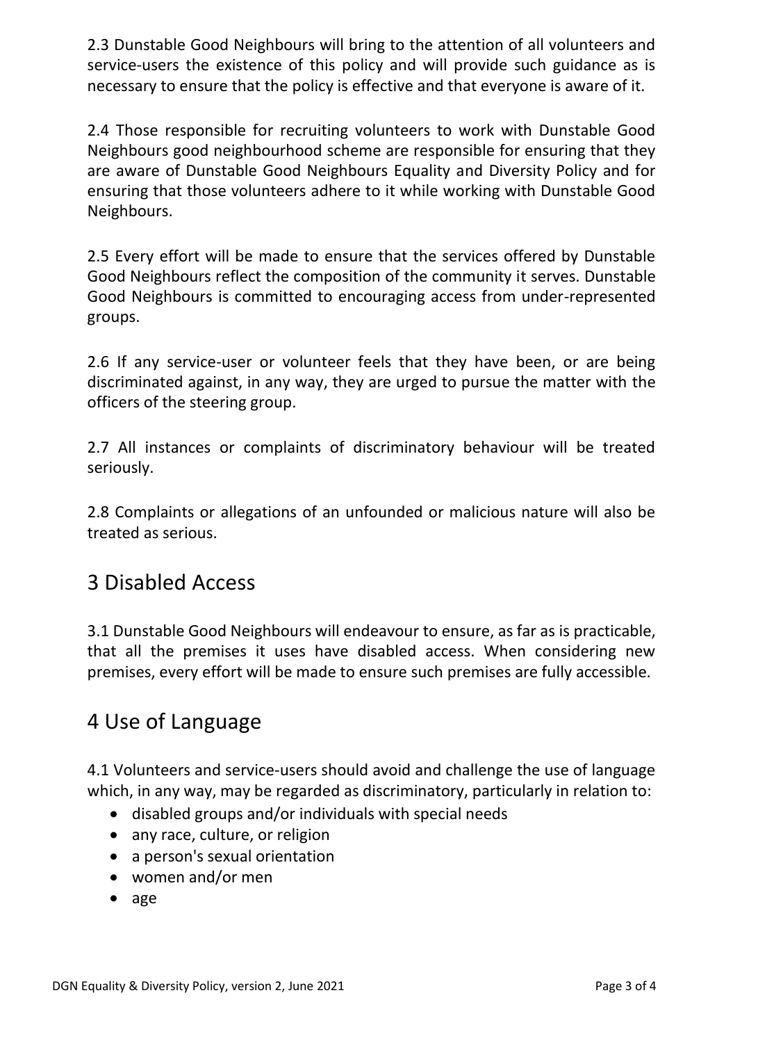2.3 Dunstable Good Neighbours will bring to the attention of all volunteers and service-users the existence of this policy and will provide such guidance as is necessary to ensure that the policy is effective and that everyone is aware of it.

2.4 Those responsible for recruiting volunteers to work with Dunstable Good Neighbours good neighbourhood scheme are responsible for ensuring that they are aware of Dunstable Good Neighbours Equality and Diversity Policy and for ensuring that those volunteers adhere to it while working with Dunstable Good Neighbours.

2.5 Every effort will be made to ensure that the services offered by Dunstable Good Neighbours reflect the composition of the community it serves. Dunstable Good Neighbours is committed to encouraging access from under-represented groups.

2.6 If any service-user or volunteer feels that they have been, or are being discriminated against, in any way, they are urged to pursue the matter with the officers of the steering group.

2.7 All instances or complaints of discriminatory behaviour will be treated seriously.

2.8 Complaints or allegations of an unfounded or malicious nature will also be treated as serious.

## 3 Disabled Access

3.1 Dunstable Good Neighbours will endeavour to ensure, as far as is practicable, that all the premises it uses have disabled access. When considering new premises, every effort will be made to ensure such premises are fully accessible.

## 4 Use of Language

4.1 Volunteers and service-users should avoid and challenge the use of language which, in any way, may be regarded as discriminatory, particularly in relation to:

- disabled groups and/or individuals with special needs
- any race, culture, or religion
- a person's sexual orientation
- women and/or men
- age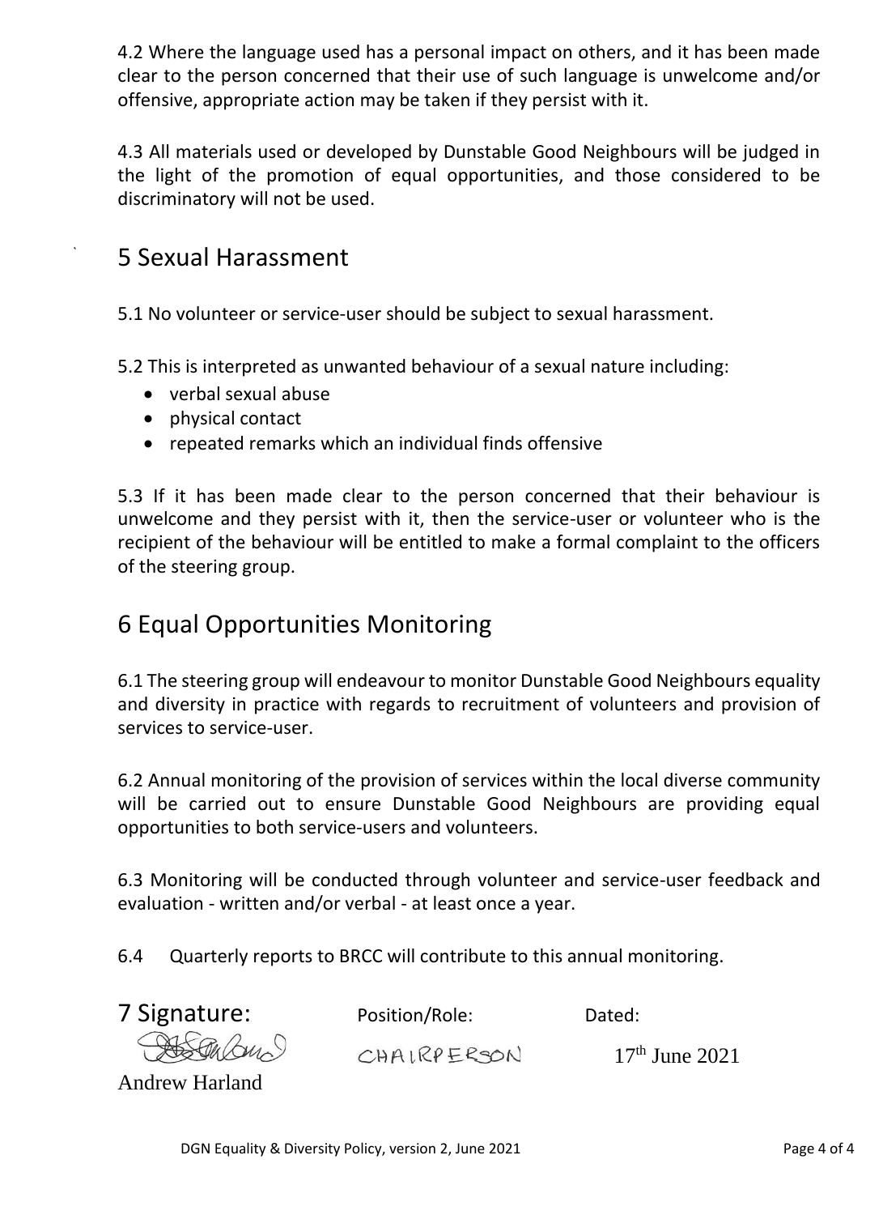4.2 Where the language used has a personal impact on others, and it has been made clear to the person concerned that their use of such language is unwelcome and/or offensive, appropriate action may be taken if they persist with it.

4.3 All materials used or developed by Dunstable Good Neighbours will be judged in the light of the promotion of equal opportunities, and those considered to be discriminatory will not be used.

## 5 Sexual Harassment

5.1 No volunteer or service-user should be subject to sexual harassment.

5.2 This is interpreted as unwanted behaviour of a sexual nature including:

- verbal sexual abuse
- physical contact
- repeated remarks which an individual finds offensive

5.3 If it has been made clear to the person concerned that their behaviour is unwelcome and they persist with it, then the service-user or volunteer who is the recipient of the behaviour will be entitled to make a formal complaint to the officers of the steering group.

## 6 Equal Opportunities Monitoring

6.1 The steering group will endeavour to monitor Dunstable Good Neighbours equality and diversity in practice with regards to recruitment of volunteers and provision of services to service-user.

6.2 Annual monitoring of the provision of services within the local diverse community will be carried out to ensure Dunstable Good Neighbours are providing equal opportunities to both service-users and volunteers.

6.3 Monitoring will be conducted through volunteer and service-user feedback and evaluation - written and/or verbal - at least once a year.

6.4 Quarterly reports to BRCC will contribute to this annual monitoring.

## 7 Signature:

| Signature: | Position/Role: | Dated: |
|---|---|---|
| Andrew Harland | CHAIRPERSON | 17th June 2021 |

DGN Equality & Diversity Policy, version 2, June 2021